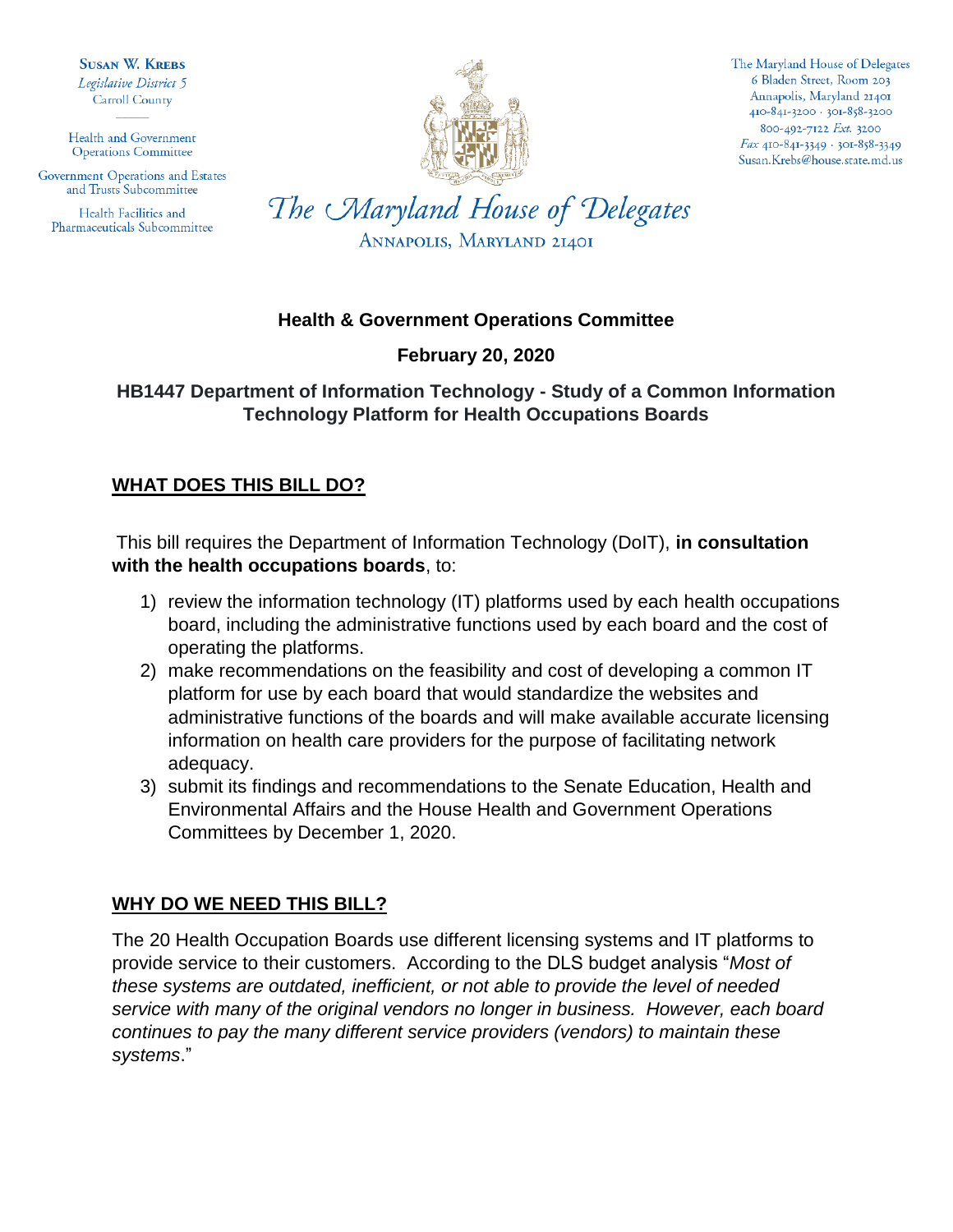**Susan W. Krebs**
*Legislative District 5*
Carroll County

Health and Government Operations Committee

Government Operations and Estates and Trusts Subcommittee

Health Facilities and Pharmaceuticals Subcommittee

*The Maryland House of Delegates*
ANNAPOLIS, MARYLAND 21401

The Maryland House of Delegates
6 Bladen Street, Room 203
Annapolis, Maryland 21401
410-841-3200 · 301-858-3200
800-492-7122 *Ext.* 3200
*Fax* 410-841-3349 · 301-858-3349
Susan.Krebs@house.state.md.us

**Health & Government Operations Committee**

**February 20, 2020**

**HB1447 Department of Information Technology - Study of a Common Information Technology Platform for Health Occupations Boards**

## WHAT DOES THIS BILL DO?

This bill requires the Department of Information Technology (DoIT), **in consultation with the health occupations boards**, to:

1) review the information technology (IT) platforms used by each health occupations board, including the administrative functions used by each board and the cost of operating the platforms.
2) make recommendations on the feasibility and cost of developing a common IT platform for use by each board that would standardize the websites and administrative functions of the boards and will make available accurate licensing information on health care providers for the purpose of facilitating network adequacy.
3) submit its findings and recommendations to the Senate Education, Health and Environmental Affairs and the House Health and Government Operations Committees by December 1, 2020.

## WHY DO WE NEED THIS BILL?

The 20 Health Occupation Boards use different licensing systems and IT platforms to provide service to their customers. According to the DLS budget analysis "*Most of these systems are outdated, inefficient, or not able to provide the level of needed service with many of the original vendors no longer in business. However, each board continues to pay the many different service providers (vendors) to maintain these systems*."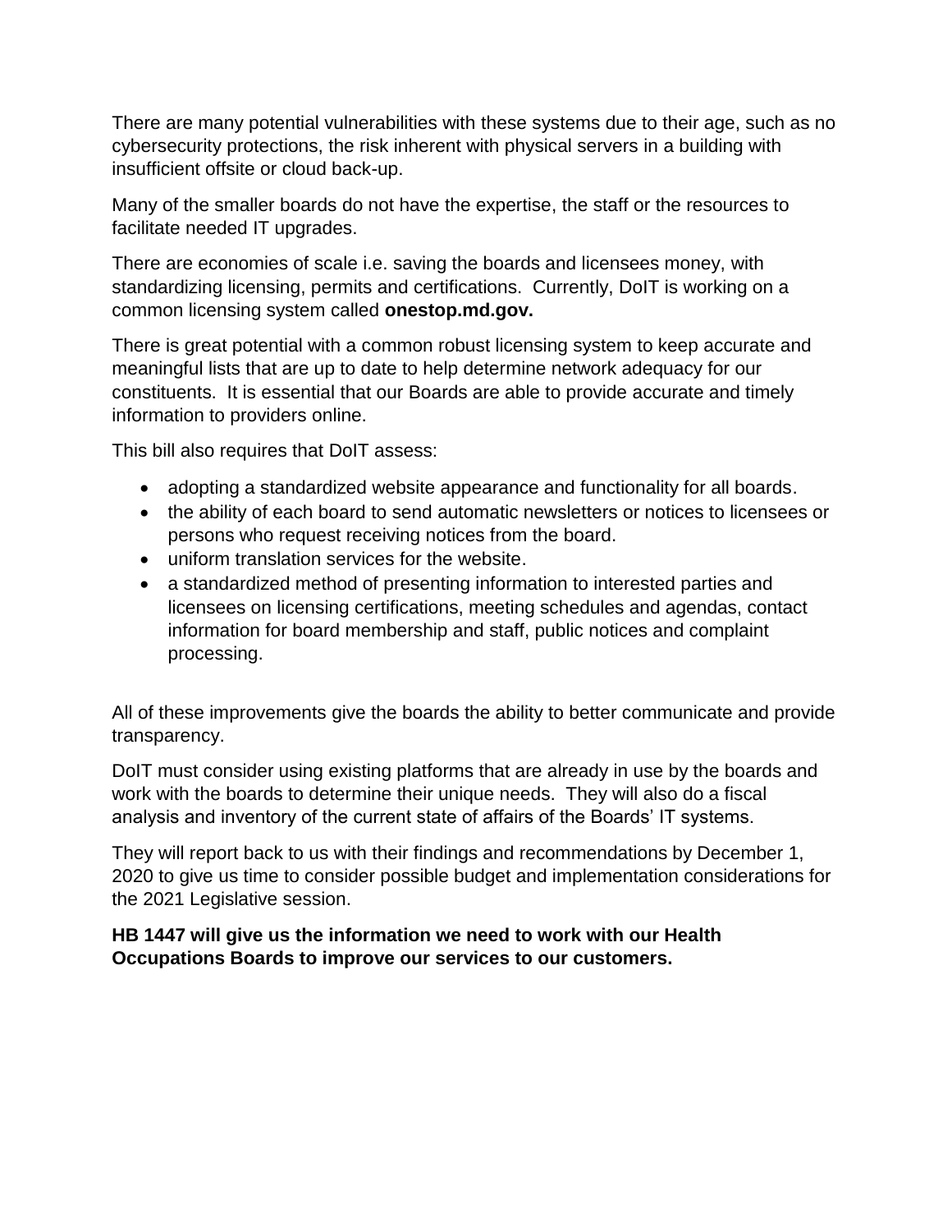There are many potential vulnerabilities with these systems due to their age, such as no cybersecurity protections, the risk inherent with physical servers in a building with insufficient offsite or cloud back-up.

Many of the smaller boards do not have the expertise, the staff or the resources to facilitate needed IT upgrades.

There are economies of scale i.e. saving the boards and licensees money, with standardizing licensing, permits and certifications. Currently, DoIT is working on a common licensing system called **onestop.md.gov.**

There is great potential with a common robust licensing system to keep accurate and meaningful lists that are up to date to help determine network adequacy for our constituents. It is essential that our Boards are able to provide accurate and timely information to providers online.

This bill also requires that DoIT assess:

- adopting a standardized website appearance and functionality for all boards.
- the ability of each board to send automatic newsletters or notices to licensees or persons who request receiving notices from the board.
- uniform translation services for the website.
- a standardized method of presenting information to interested parties and licensees on licensing certifications, meeting schedules and agendas, contact information for board membership and staff, public notices and complaint processing.

All of these improvements give the boards the ability to better communicate and provide transparency.

DoIT must consider using existing platforms that are already in use by the boards and work with the boards to determine their unique needs. They will also do a fiscal analysis and inventory of the current state of affairs of the Boards' IT systems.

They will report back to us with their findings and recommendations by December 1, 2020 to give us time to consider possible budget and implementation considerations for the 2021 Legislative session.

**HB 1447 will give us the information we need to work with our Health Occupations Boards to improve our services to our customers.**